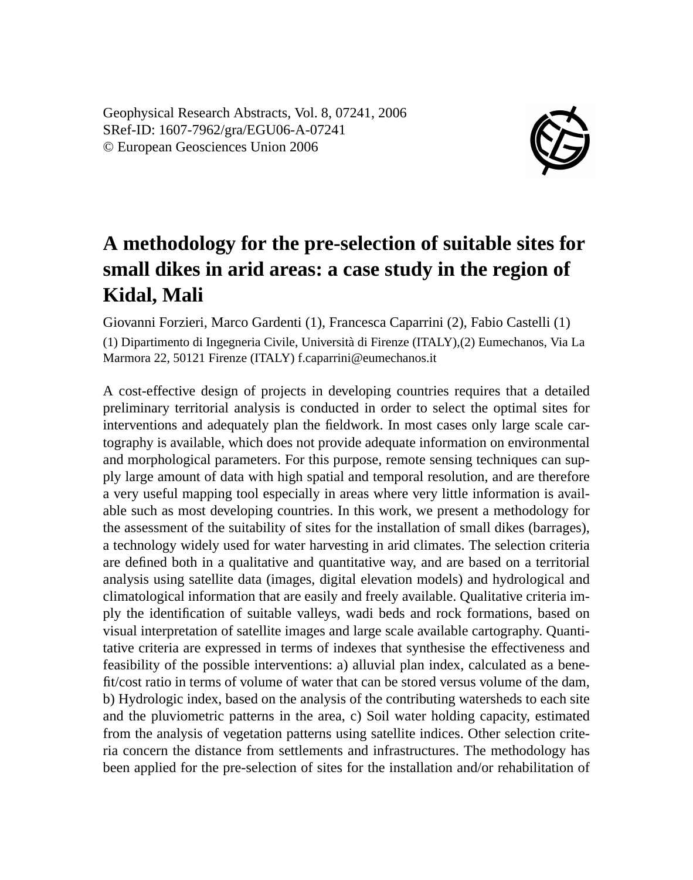Geophysical Research Abstracts, Vol. 8, 07241, 2006
SRef-ID: 1607-7962/gra/EGU06-A-07241
© European Geosciences Union 2006

# A methodology for the pre-selection of suitable sites for small dikes in arid areas: a case study in the region of Kidal, Mali

Giovanni Forzieri, Marco Gardenti (1), Francesca Caparrini (2), Fabio Castelli (1)

(1) Dipartimento di Ingegneria Civile, Università di Firenze (ITALY),(2) Eumechanos, Via La Marmora 22, 50121 Firenze (ITALY) f.caparrini@eumechanos.it

A cost-effective design of projects in developing countries requires that a detailed preliminary territorial analysis is conducted in order to select the optimal sites for interventions and adequately plan the fieldwork. In most cases only large scale cartography is available, which does not provide adequate information on environmental and morphological parameters. For this purpose, remote sensing techniques can supply large amount of data with high spatial and temporal resolution, and are therefore a very useful mapping tool especially in areas where very little information is available such as most developing countries. In this work, we present a methodology for the assessment of the suitability of sites for the installation of small dikes (barrages), a technology widely used for water harvesting in arid climates. The selection criteria are defined both in a qualitative and quantitative way, and are based on a territorial analysis using satellite data (images, digital elevation models) and hydrological and climatological information that are easily and freely available. Qualitative criteria imply the identification of suitable valleys, wadi beds and rock formations, based on visual interpretation of satellite images and large scale available cartography. Quantitative criteria are expressed in terms of indexes that synthesise the effectiveness and feasibility of the possible interventions: a) alluvial plan index, calculated as a benefit/cost ratio in terms of volume of water that can be stored versus volume of the dam, b) Hydrologic index, based on the analysis of the contributing watersheds to each site and the pluviometric patterns in the area, c) Soil water holding capacity, estimated from the analysis of vegetation patterns using satellite indices. Other selection criteria concern the distance from settlements and infrastructures. The methodology has been applied for the pre-selection of sites for the installation and/or rehabilitation of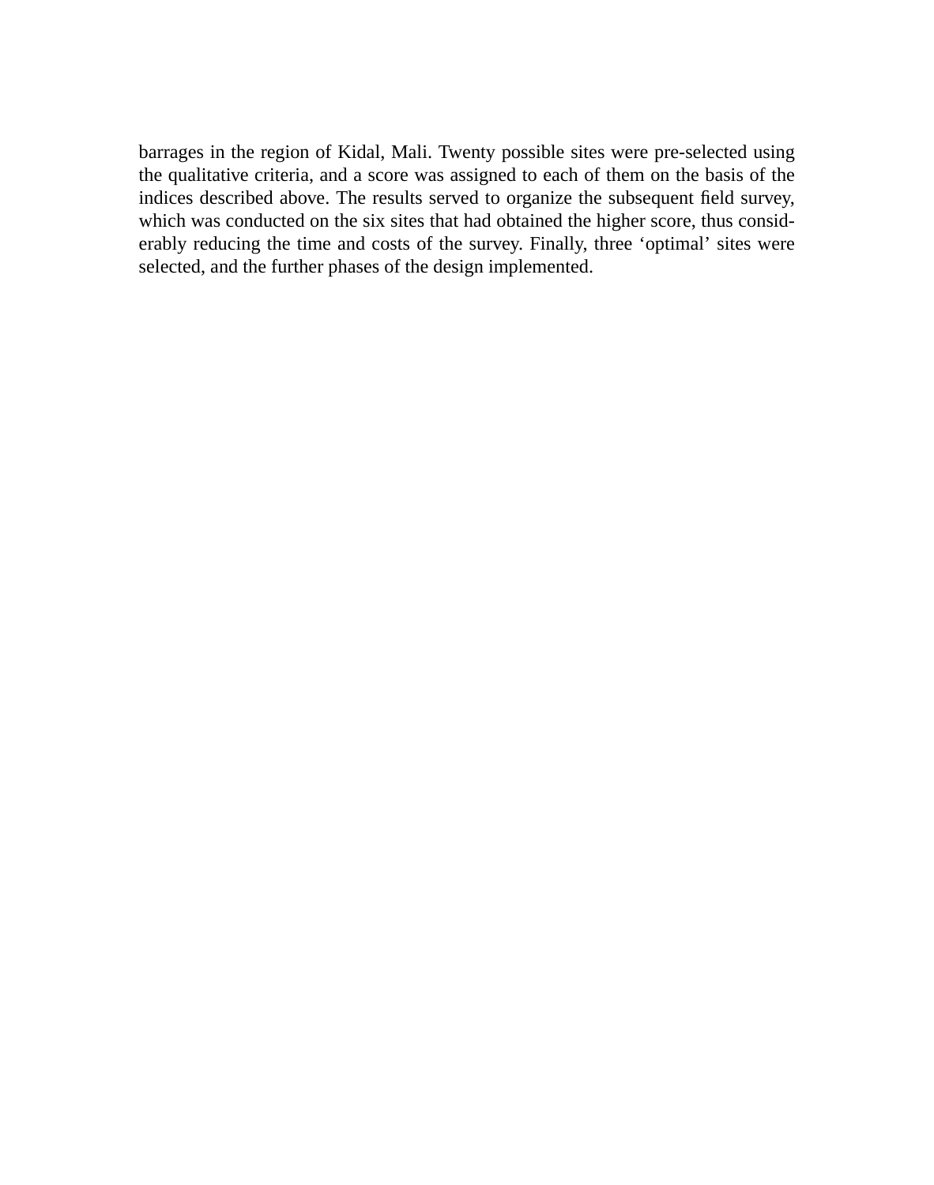barrages in the region of Kidal, Mali. Twenty possible sites were pre-selected using the qualitative criteria, and a score was assigned to each of them on the basis of the indices described above. The results served to organize the subsequent field survey, which was conducted on the six sites that had obtained the higher score, thus considerably reducing the time and costs of the survey. Finally, three ‘optimal’ sites were selected, and the further phases of the design implemented.